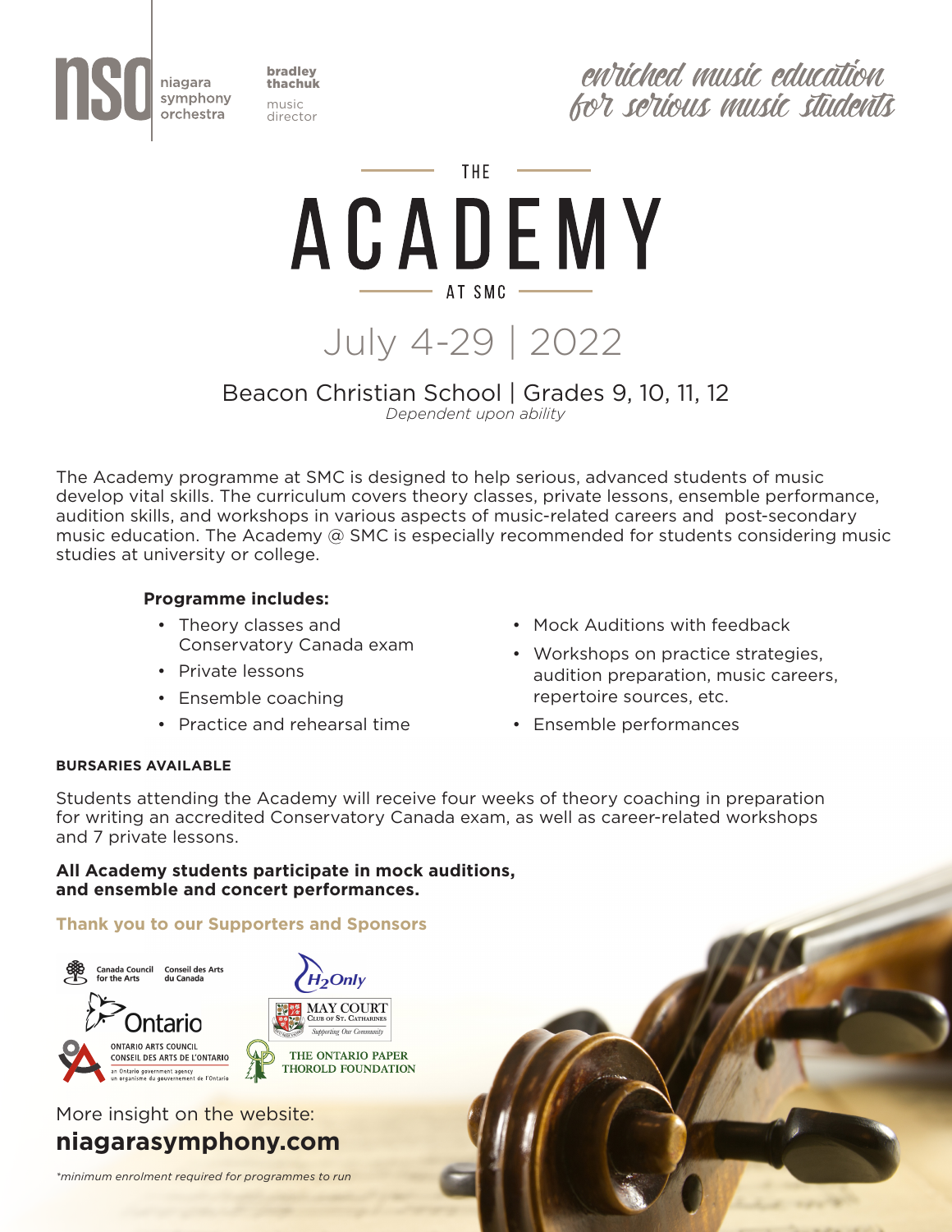niagara symphony orchestra

bradley thachuk
music director

*enriched music education for serious music students*

# THE ACADEMY AT SMC

## July 4-29 | 2022

Beacon Christian School | Grades 9, 10, 11, 12
*Dependent upon ability*

The Academy programme at SMC is designed to help serious, advanced students of music develop vital skills. The curriculum covers theory classes, private lessons, ensemble performance, audition skills, and workshops in various aspects of music-related careers and post-secondary music education. The Academy @ SMC is especially recommended for students considering music studies at university or college.

**Programme includes:**

- Theory classes and Conservatory Canada exam
- Private lessons
- Ensemble coaching
- Practice and rehearsal time
- Mock Auditions with feedback
- Workshops on practice strategies, audition preparation, music careers, repertoire sources, etc.
- Ensemble performances

**BURSARIES AVAILABLE**

Students attending the Academy will receive four weeks of theory coaching in preparation for writing an accredited Conservatory Canada exam, as well as career-related workshops and 7 private lessons.

**All Academy students participate in mock auditions, and ensemble and concert performances.**

**Thank you to our Supporters and Sponsors**

Canada Council for the Arts | Conseil des Arts du Canada

Ontario

Ontario Arts Council | Conseil des arts de l'Ontario — an Ontario government agency | un organisme du gouvernement de l'Ontario

H2Only

May Court Club of St. Catharines — Supporting Our Community

The Ontario Paper Thorold Foundation

More insight on the website:
**niagarasymphony.com**

*\*minimum enrolment required for programmes to run*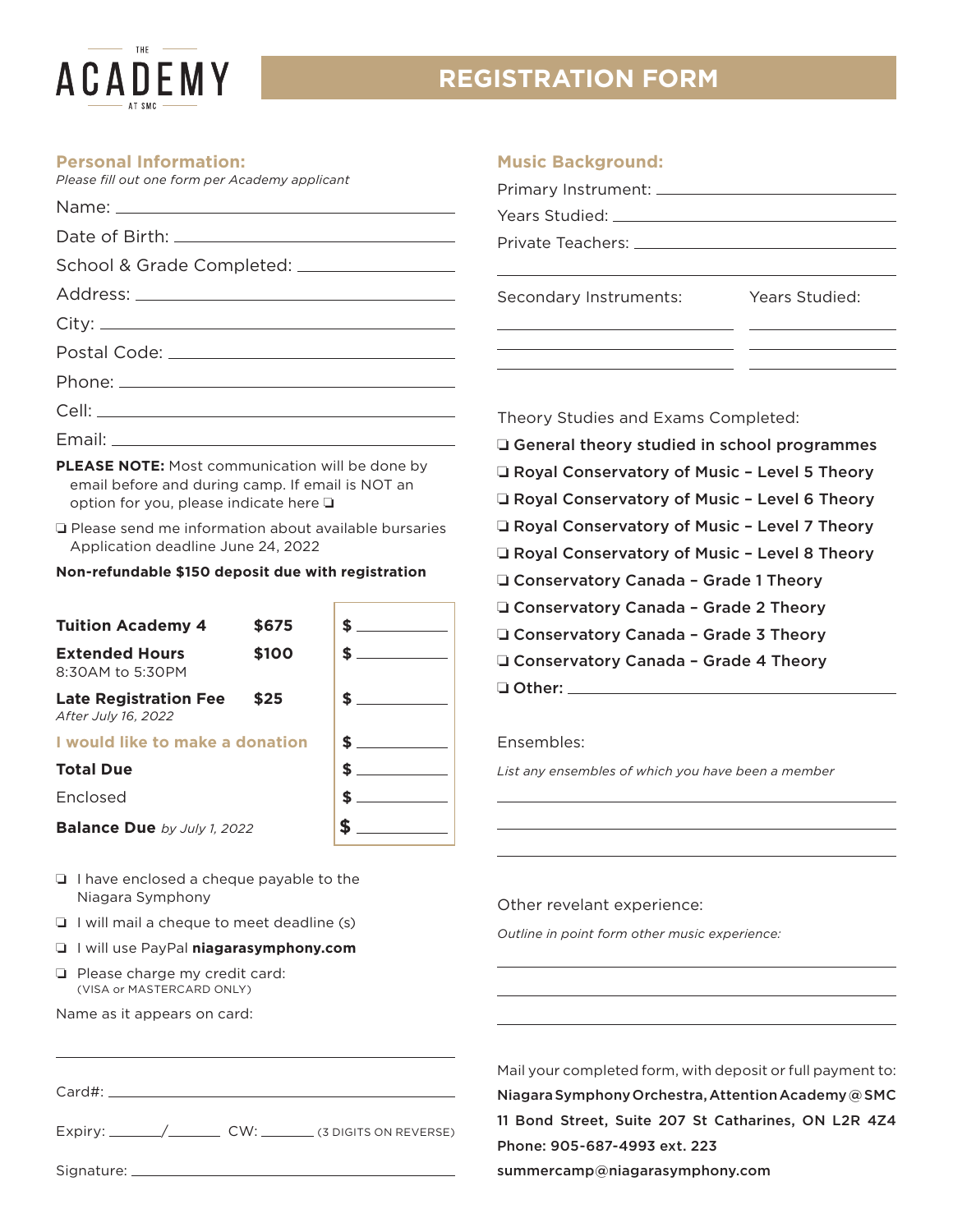THE ACADEMY AT SMC

# REGISTRATION FORM

## Personal Information:

*Please fill out one form per Academy applicant*

Name: ______________________________

Date of Birth: ______________________________

School & Grade Completed: ______________________________

Address: ______________________________

City: ______________________________

Postal Code: ______________________________

Phone: ______________________________

Cell: ______________________________

Email: ______________________________

**PLEASE NOTE:** Most communication will be done by email before and during camp. If email is NOT an option for you, please indicate here ❑

❑ Please send me information about available bursaries Application deadline June 24, 2022

**Non-refundable $150 deposit due with registration**

| | | |
|---|---|---|
| **Tuition Academy 4** | **$675** | $ ________ |
| **Extended Hours** 8:30AM to 5:30PM | **$100** | $ ________ |
| **Late Registration Fee** *After July 16, 2022* | **$25** | $ ________ |
| **I would like to make a donation** | | $ ________ |
| **Total Due** | | $ ________ |
| Enclosed | | $ ________ |
| **Balance Due** *by July 1, 2022* | | $ ________ |

❑ I have enclosed a cheque payable to the Niagara Symphony

❑ I will mail a cheque to meet deadline (s)

❑ I will use PayPal **niagarasymphony.com**

❑ Please charge my credit card: (VISA or MASTERCARD ONLY)

Name as it appears on card: ______________________________

Card#: ______________________________

Expiry: ______/______ CW: ______ (3 DIGITS ON REVERSE)

Signature: ______________________________

## Music Background:

Primary Instrument: ______________________________

Years Studied: ______________________________

Private Teachers: ______________________________

| Secondary Instruments: | Years Studied: |
|---|---|
| | |
| | |
| | |

Theory Studies and Exams Completed:

- ❑ **General theory studied in school programmes**
- ❑ **Royal Conservatory of Music – Level 5 Theory**
- ❑ **Royal Conservatory of Music – Level 6 Theory**
- ❑ **Royal Conservatory of Music – Level 7 Theory**
- ❑ **Royal Conservatory of Music – Level 8 Theory**
- ❑ **Conservatory Canada – Grade 1 Theory**
- ❑ **Conservatory Canada – Grade 2 Theory**
- ❑ **Conservatory Canada – Grade 3 Theory**
- ❑ **Conservatory Canada – Grade 4 Theory**
- ❑ **Other:** ______________________________

Ensembles:

*List any ensembles of which you have been a member*

______________________________

______________________________

______________________________

Other revelant experience:

*Outline in point form other music experience:*

______________________________

______________________________

______________________________

Mail your completed form, with deposit or full payment to:

**Niagara Symphony Orchestra, Attention Academy @ SMC**
**11 Bond Street, Suite 207 St Catharines, ON L2R 4Z4**
**Phone: 905-687-4993 ext. 223**
**summercamp@niagarasymphony.com**